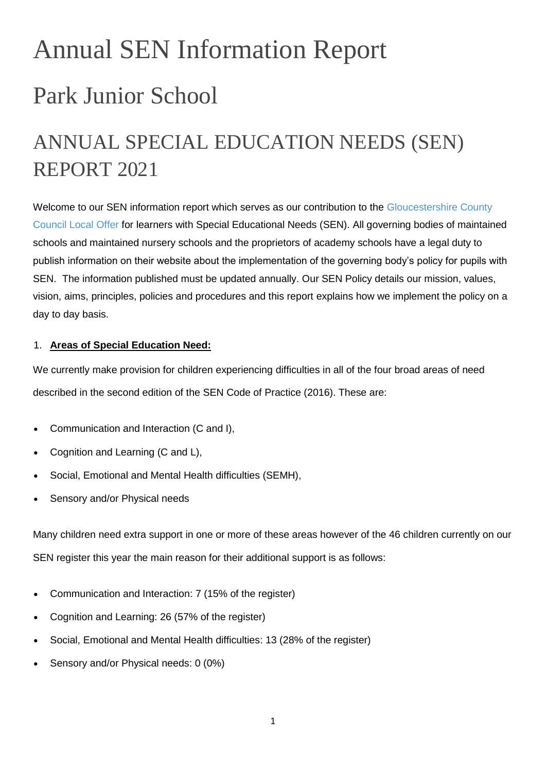# Annual SEN Information Report

# Park Junior School

## ANNUAL SPECIAL EDUCATION NEEDS (SEN) REPORT 2021

Welcome to our SEN information report which serves as our contribution to the Gloucestershire County Council Local Offer for learners with Special Educational Needs (SEN). All governing bodies of maintained schools and maintained nursery schools and the proprietors of academy schools have a legal duty to publish information on their website about the implementation of the governing body's policy for pupils with SEN. The information published must be updated annually. Our SEN Policy details our mission, values, vision, aims, principles, policies and procedures and this report explains how we implement the policy on a day to day basis.

1. **Areas of Special Education Need:**

We currently make provision for children experiencing difficulties in all of the four broad areas of need described in the second edition of the SEN Code of Practice (2016). These are:

- Communication and Interaction (C and I),
- Cognition and Learning (C and L),
- Social, Emotional and Mental Health difficulties (SEMH),
- Sensory and/or Physical needs

Many children need extra support in one or more of these areas however of the 46 children currently on our SEN register this year the main reason for their additional support is as follows:

- Communication and Interaction: 7 (15% of the register)
- Cognition and Learning: 26 (57% of the register)
- Social, Emotional and Mental Health difficulties: 13 (28% of the register)
- Sensory and/or Physical needs: 0 (0%)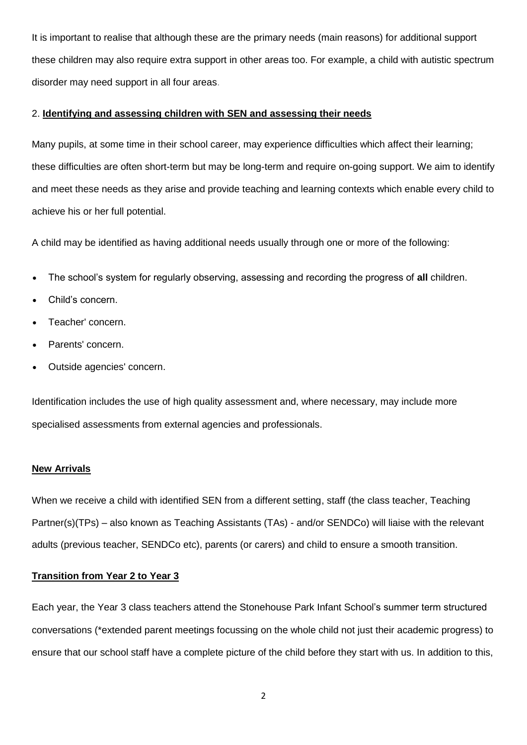It is important to realise that although these are the primary needs (main reasons) for additional support these children may also require extra support in other areas too. For example, a child with autistic spectrum disorder may need support in all four areas.

## 2. Identifying and assessing children with SEN and assessing their needs

Many pupils, at some time in their school career, may experience difficulties which affect their learning; these difficulties are often short-term but may be long-term and require on-going support. We aim to identify and meet these needs as they arise and provide teaching and learning contexts which enable every child to achieve his or her full potential.

A child may be identified as having additional needs usually through one or more of the following:

- The school's system for regularly observing, assessing and recording the progress of **all** children.
- Child's concern.
- Teacher' concern.
- Parents' concern.
- Outside agencies' concern.

Identification includes the use of high quality assessment and, where necessary, may include more specialised assessments from external agencies and professionals.

### New Arrivals

When we receive a child with identified SEN from a different setting, staff (the class teacher, Teaching Partner(s)(TPs) – also known as Teaching Assistants (TAs) - and/or SENDCo) will liaise with the relevant adults (previous teacher, SENDCo etc), parents (or carers) and child to ensure a smooth transition.

### Transition from Year 2 to Year 3

Each year, the Year 3 class teachers attend the Stonehouse Park Infant School's summer term structured conversations (*extended parent meetings focussing on the whole child not just their academic progress) to ensure that our school staff have a complete picture of the child before they start with us. In addition to this,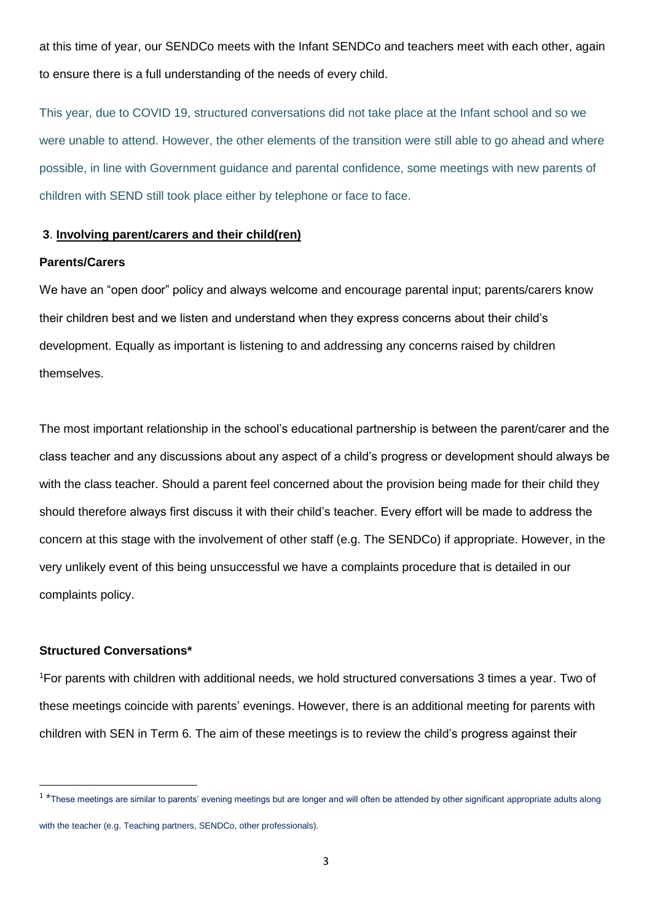at this time of year, our SENDCo meets with the Infant SENDCo and teachers meet with each other, again to ensure there is a full understanding of the needs of every child.

This year, due to COVID 19, structured conversations did not take place at the Infant school and so we were unable to attend. However, the other elements of the transition were still able to go ahead and where possible, in line with Government guidance and parental confidence, some meetings with new parents of children with SEND still took place either by telephone or face to face.

## 3. Involving parent/carers and their child(ren)

### Parents/Carers

We have an "open door" policy and always welcome and encourage parental input; parents/carers know their children best and we listen and understand when they express concerns about their child's development. Equally as important is listening to and addressing any concerns raised by children themselves.

The most important relationship in the school's educational partnership is between the parent/carer and the class teacher and any discussions about any aspect of a child's progress or development should always be with the class teacher. Should a parent feel concerned about the provision being made for their child they should therefore always first discuss it with their child's teacher. Every effort will be made to address the concern at this stage with the involvement of other staff (e.g. The SENDCo) if appropriate. However, in the very unlikely event of this being unsuccessful we have a complaints procedure that is detailed in our complaints policy.

### Structured Conversations*

[1]For parents with children with additional needs, we hold structured conversations 3 times a year. Two of these meetings coincide with parents' evenings. However, there is an additional meeting for parents with children with SEN in Term 6. The aim of these meetings is to review the child's progress against their

---

[1] *These meetings are similar to parents' evening meetings but are longer and will often be attended by other significant appropriate adults along with the teacher (e.g. Teaching partners, SENDCo, other professionals).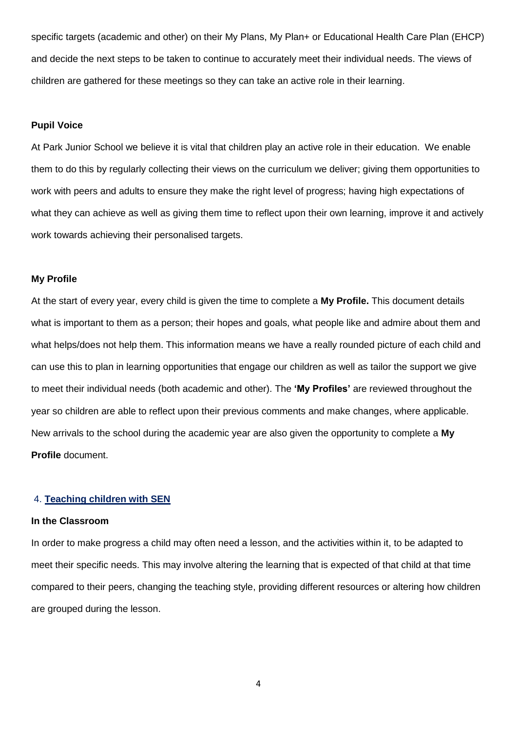specific targets (academic and other) on their My Plans, My Plan+ or Educational Health Care Plan (EHCP) and decide the next steps to be taken to continue to accurately meet their individual needs. The views of children are gathered for these meetings so they can take an active role in their learning.

**Pupil Voice**

At Park Junior School we believe it is vital that children play an active role in their education. We enable them to do this by regularly collecting their views on the curriculum we deliver; giving them opportunities to work with peers and adults to ensure they make the right level of progress; having high expectations of what they can achieve as well as giving them time to reflect upon their own learning, improve it and actively work towards achieving their personalised targets.

**My Profile**

At the start of every year, every child is given the time to complete a **My Profile.** This document details what is important to them as a person; their hopes and goals, what people like and admire about them and what helps/does not help them. This information means we have a really rounded picture of each child and can use this to plan in learning opportunities that engage our children as well as tailor the support we give to meet their individual needs (both academic and other). The **'My Profiles'** are reviewed throughout the year so children are able to reflect upon their previous comments and make changes, where applicable. New arrivals to the school during the academic year are also given the opportunity to complete a **My Profile** document.

## 4. Teaching children with SEN

**In the Classroom**

In order to make progress a child may often need a lesson, and the activities within it, to be adapted to meet their specific needs. This may involve altering the learning that is expected of that child at that time compared to their peers, changing the teaching style, providing different resources or altering how children are grouped during the lesson.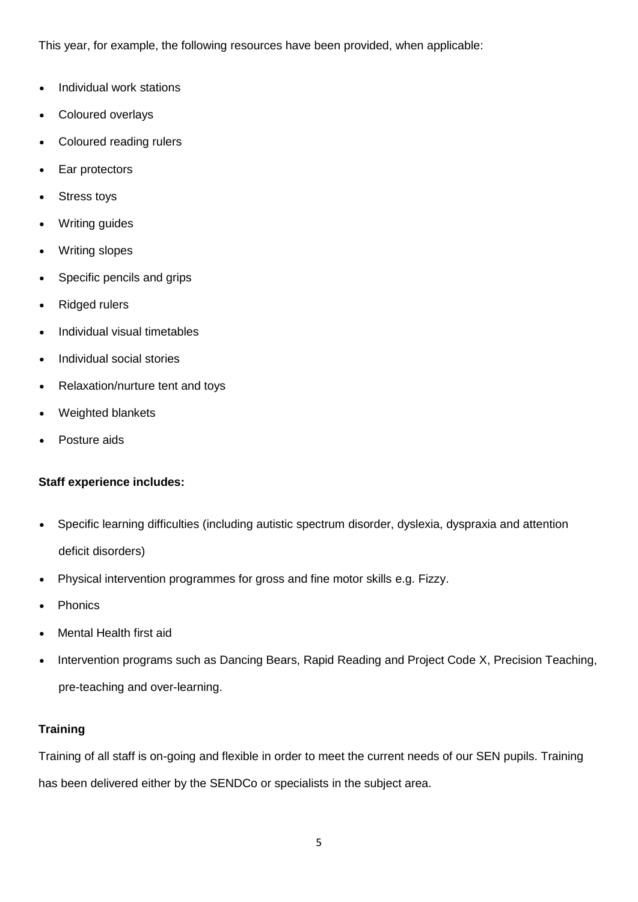This year, for example, the following resources have been provided, when applicable:

- Individual work stations
- Coloured overlays
- Coloured reading rulers
- Ear protectors
- Stress toys
- Writing guides
- Writing slopes
- Specific pencils and grips
- Ridged rulers
- Individual visual timetables
- Individual social stories
- Relaxation/nurture tent and toys
- Weighted blankets
- Posture aids

**Staff experience includes:**

- Specific learning difficulties (including autistic spectrum disorder, dyslexia, dyspraxia and attention deficit disorders)
- Physical intervention programmes for gross and fine motor skills e.g. Fizzy.
- Phonics
- Mental Health first aid
- Intervention programs such as Dancing Bears, Rapid Reading and Project Code X, Precision Teaching, pre-teaching and over-learning.

**Training**

Training of all staff is on-going and flexible in order to meet the current needs of our SEN pupils. Training has been delivered either by the SENDCo or specialists in the subject area.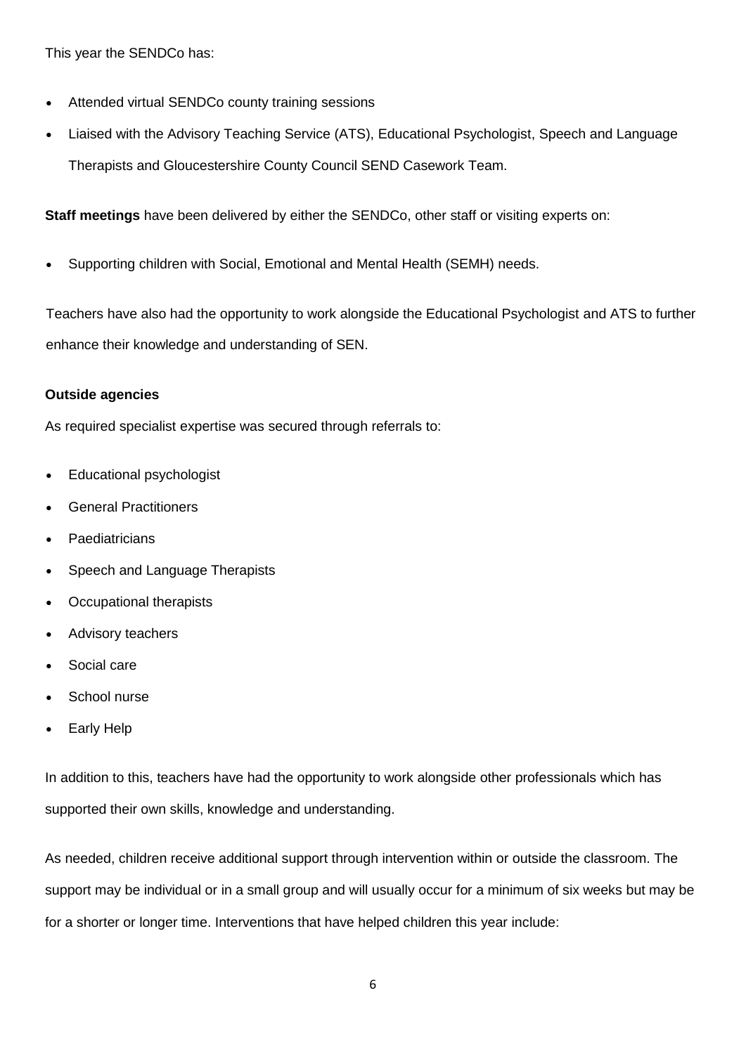This year the SENDCo has:

- Attended virtual SENDCo county training sessions
- Liaised with the Advisory Teaching Service (ATS), Educational Psychologist, Speech and Language Therapists and Gloucestershire County Council SEND Casework Team.

**Staff meetings** have been delivered by either the SENDCo, other staff or visiting experts on:

- Supporting children with Social, Emotional and Mental Health (SEMH) needs.

Teachers have also had the opportunity to work alongside the Educational Psychologist and ATS to further enhance their knowledge and understanding of SEN.

**Outside agencies**

As required specialist expertise was secured through referrals to:

- Educational psychologist
- General Practitioners
- Paediatricians
- Speech and Language Therapists
- Occupational therapists
- Advisory teachers
- Social care
- School nurse
- Early Help

In addition to this, teachers have had the opportunity to work alongside other professionals which has supported their own skills, knowledge and understanding.

As needed, children receive additional support through intervention within or outside the classroom. The support may be individual or in a small group and will usually occur for a minimum of six weeks but may be for a shorter or longer time. Interventions that have helped children this year include: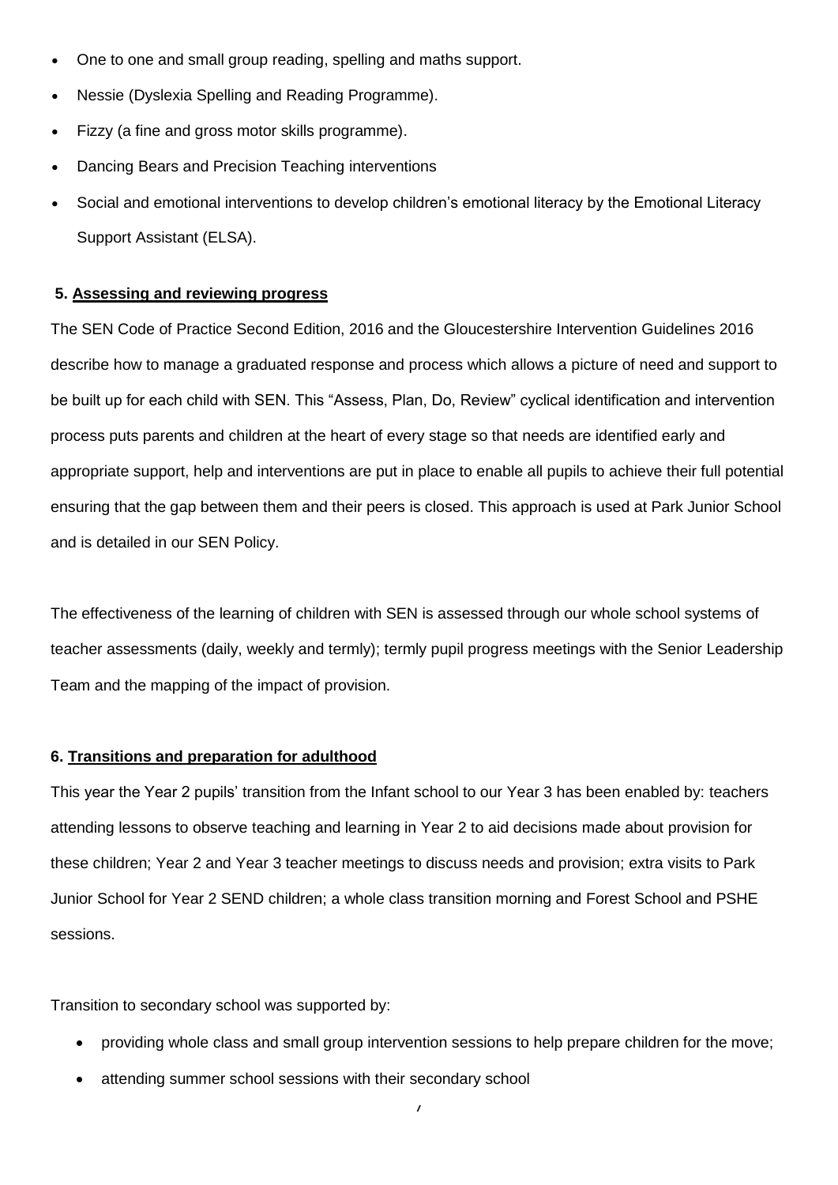- One to one and small group reading, spelling and maths support.
- Nessie (Dyslexia Spelling and Reading Programme).
- Fizzy (a fine and gross motor skills programme).
- Dancing Bears and Precision Teaching interventions
- Social and emotional interventions to develop children's emotional literacy by the Emotional Literacy Support Assistant (ELSA).

### 5. Assessing and reviewing progress

The SEN Code of Practice Second Edition, 2016 and the Gloucestershire Intervention Guidelines 2016 describe how to manage a graduated response and process which allows a picture of need and support to be built up for each child with SEN. This "Assess, Plan, Do, Review" cyclical identification and intervention process puts parents and children at the heart of every stage so that needs are identified early and appropriate support, help and interventions are put in place to enable all pupils to achieve their full potential ensuring that the gap between them and their peers is closed. This approach is used at Park Junior School and is detailed in our SEN Policy.

The effectiveness of the learning of children with SEN is assessed through our whole school systems of teacher assessments (daily, weekly and termly); termly pupil progress meetings with the Senior Leadership Team and the mapping of the impact of provision.

### 6. Transitions and preparation for adulthood

This year the Year 2 pupils' transition from the Infant school to our Year 3 has been enabled by: teachers attending lessons to observe teaching and learning in Year 2 to aid decisions made about provision for these children; Year 2 and Year 3 teacher meetings to discuss needs and provision; extra visits to Park Junior School for Year 2 SEND children; a whole class transition morning and Forest School and PSHE sessions.

Transition to secondary school was supported by:

- providing whole class and small group intervention sessions to help prepare children for the move;
- attending summer school sessions with their secondary school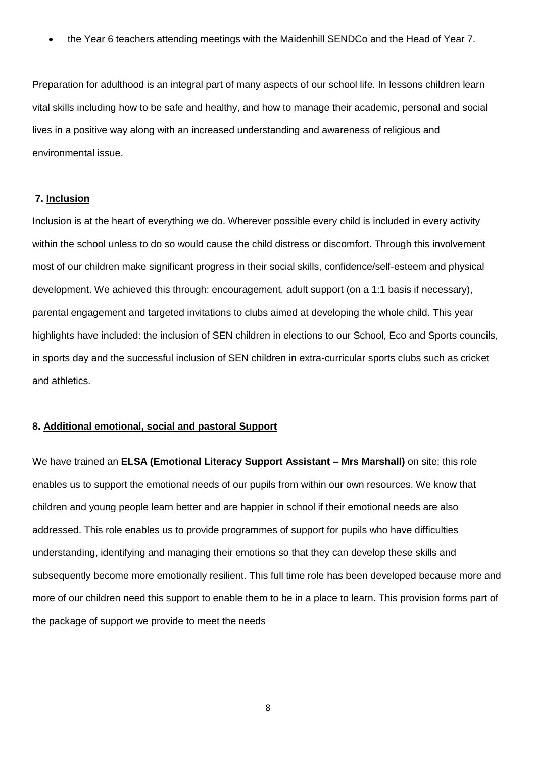- the Year 6 teachers attending meetings with the Maidenhill SENDCo and the Head of Year 7.

Preparation for adulthood is an integral part of many aspects of our school life. In lessons children learn vital skills including how to be safe and healthy, and how to manage their academic, personal and social lives in a positive way along with an increased understanding and awareness of religious and environmental issue.

**7. Inclusion**

Inclusion is at the heart of everything we do. Wherever possible every child is included in every activity within the school unless to do so would cause the child distress or discomfort. Through this involvement most of our children make significant progress in their social skills, confidence/self-esteem and physical development. We achieved this through: encouragement, adult support (on a 1:1 basis if necessary), parental engagement and targeted invitations to clubs aimed at developing the whole child. This year highlights have included: the inclusion of SEN children in elections to our School, Eco and Sports councils, in sports day and the successful inclusion of SEN children in extra-curricular sports clubs such as cricket and athletics.

**8. Additional emotional, social and pastoral Support**

We have trained an **ELSA (Emotional Literacy Support Assistant – Mrs Marshall)** on site; this role enables us to support the emotional needs of our pupils from within our own resources. We know that children and young people learn better and are happier in school if their emotional needs are also addressed. This role enables us to provide programmes of support for pupils who have difficulties understanding, identifying and managing their emotions so that they can develop these skills and subsequently become more emotionally resilient. This full time role has been developed because more and more of our children need this support to enable them to be in a place to learn. This provision forms part of the package of support we provide to meet the needs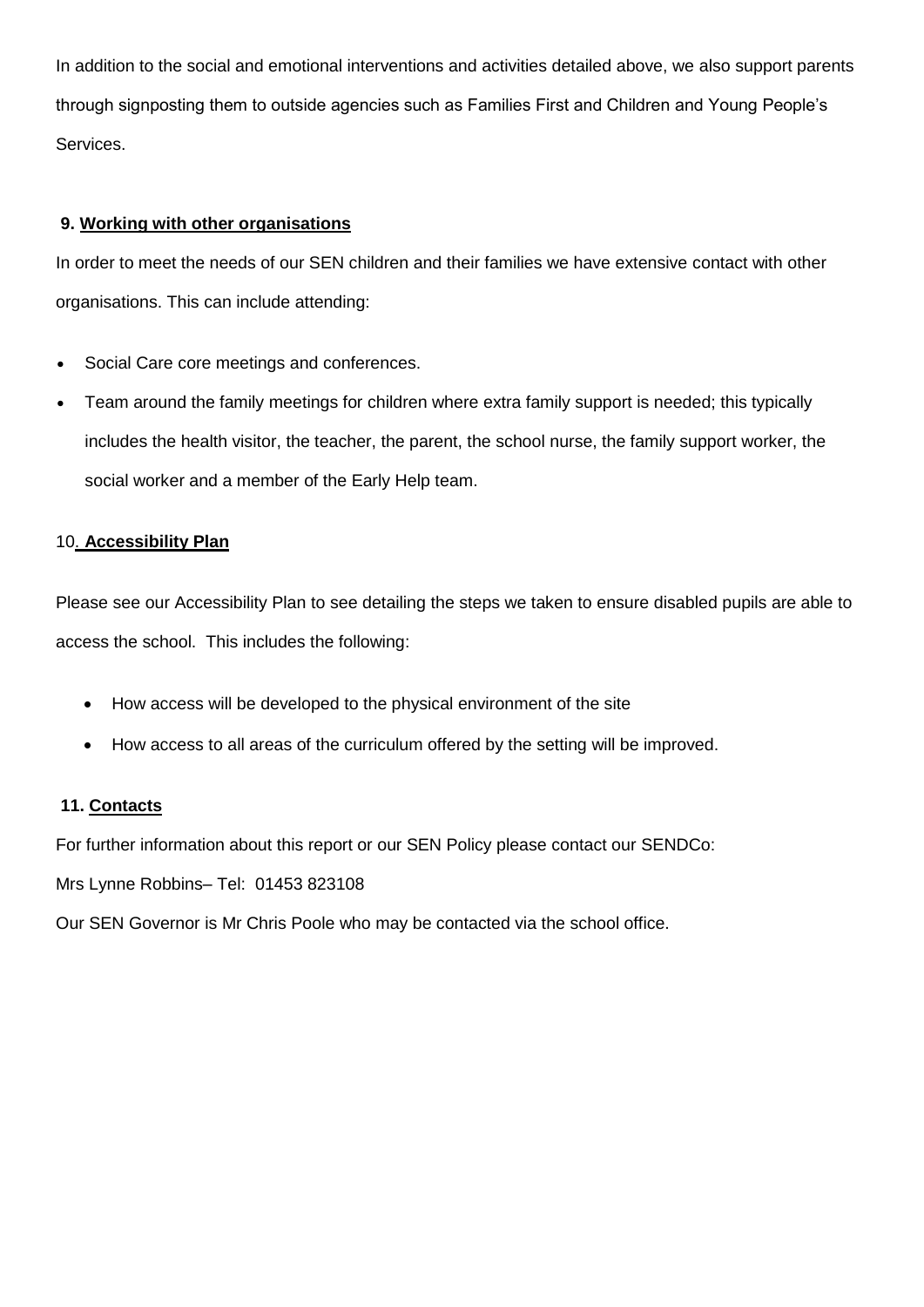In addition to the social and emotional interventions and activities detailed above, we also support parents through signposting them to outside agencies such as Families First and Children and Young People's Services.

## 9. Working with other organisations

In order to meet the needs of our SEN children and their families we have extensive contact with other organisations. This can include attending:

- Social Care core meetings and conferences.
- Team around the family meetings for children where extra family support is needed; this typically includes the health visitor, the teacher, the parent, the school nurse, the family support worker, the social worker and a member of the Early Help team.

## 10. Accessibility Plan

Please see our Accessibility Plan to see detailing the steps we taken to ensure disabled pupils are able to access the school. This includes the following:

- How access will be developed to the physical environment of the site
- How access to all areas of the curriculum offered by the setting will be improved.

## 11. Contacts

For further information about this report or our SEN Policy please contact our SENDCo:

Mrs Lynne Robbins– Tel: 01453 823108

Our SEN Governor is Mr Chris Poole who may be contacted via the school office.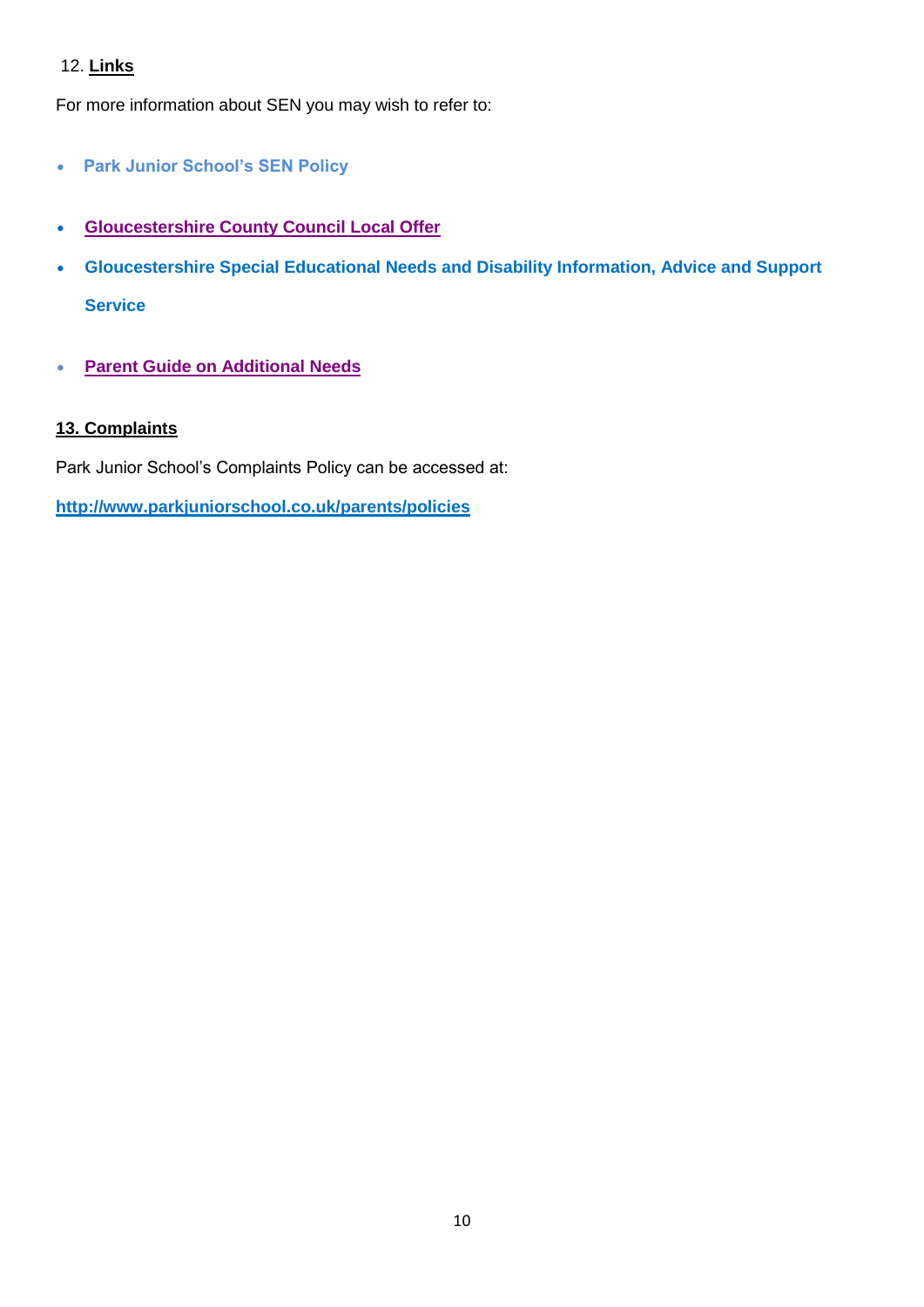## 12. Links

For more information about SEN you may wish to refer to:

- **Park Junior School's SEN Policy**
- **Gloucestershire County Council Local Offer**
- **Gloucestershire Special Educational Needs and Disability Information, Advice and Support Service**
- **Parent Guide on Additional Needs**

## 13. Complaints

Park Junior School's Complaints Policy can be accessed at:

**http://www.parkjuniorschool.co.uk/parents/policies**